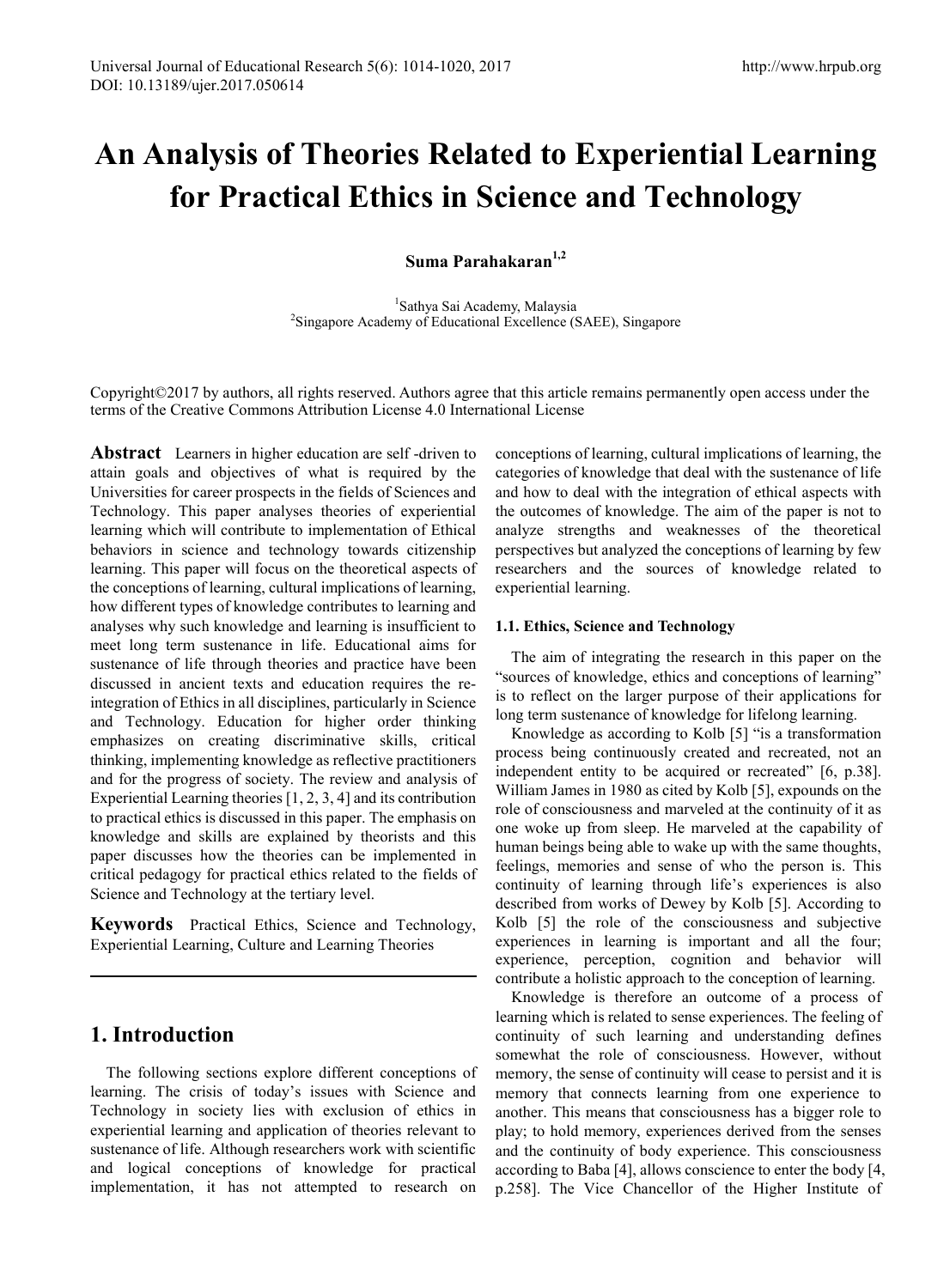# An Analysis of Theories Related to Experiential Learning for Practical Ethics in Science and Technology

**Suma Parahakaran[1,2]**

[1]Sathya Sai Academy, Malaysia
[2]Singapore Academy of Educational Excellence (SAEE), Singapore

Copyright©2017 by authors, all rights reserved. Authors agree that this article remains permanently open access under the terms of the Creative Commons Attribution License 4.0 International License

**Abstract** Learners in higher education are self -driven to attain goals and objectives of what is required by the Universities for career prospects in the fields of Sciences and Technology. This paper analyses theories of experiential learning which will contribute to implementation of Ethical behaviors in science and technology towards citizenship learning. This paper will focus on the theoretical aspects of the conceptions of learning, cultural implications of learning, how different types of knowledge contributes to learning and analyses why such knowledge and learning is insufficient to meet long term sustenance in life. Educational aims for sustenance of life through theories and practice have been discussed in ancient texts and education requires the re-integration of Ethics in all disciplines, particularly in Science and Technology. Education for higher order thinking emphasizes on creating discriminative skills, critical thinking, implementing knowledge as reflective practitioners and for the progress of society. The review and analysis of Experiential Learning theories [1, 2, 3, 4] and its contribution to practical ethics is discussed in this paper. The emphasis on knowledge and skills are explained by theorists and this paper discusses how the theories can be implemented in critical pedagogy for practical ethics related to the fields of Science and Technology at the tertiary level.

**Keywords** Practical Ethics, Science and Technology, Experiential Learning, Culture and Learning Theories

## 1. Introduction

The following sections explore different conceptions of learning. The crisis of today's issues with Science and Technology in society lies with exclusion of ethics in experiential learning and application of theories relevant to sustenance of life. Although researchers work with scientific and logical conceptions of knowledge for practical implementation, it has not attempted to research on conceptions of learning, cultural implications of learning, the categories of knowledge that deal with the sustenance of life and how to deal with the integration of ethical aspects with the outcomes of knowledge. The aim of the paper is not to analyze strengths and weaknesses of the theoretical perspectives but analyzed the conceptions of learning by few researchers and the sources of knowledge related to experiential learning.

### 1.1. Ethics, Science and Technology

The aim of integrating the research in this paper on the "sources of knowledge, ethics and conceptions of learning" is to reflect on the larger purpose of their applications for long term sustenance of knowledge for lifelong learning.

Knowledge as according to Kolb [5] "is a transformation process being continuously created and recreated, not an independent entity to be acquired or recreated" [6, p.38]. William James in 1980 as cited by Kolb [5], expounds on the role of consciousness and marveled at the continuity of it as one woke up from sleep. He marveled at the capability of human beings being able to wake up with the same thoughts, feelings, memories and sense of who the person is. This continuity of learning through life's experiences is also described from works of Dewey by Kolb [5]. According to Kolb [5] the role of the consciousness and subjective experiences in learning is important and all the four; experience, perception, cognition and behavior will contribute a holistic approach to the conception of learning.

Knowledge is therefore an outcome of a process of learning which is related to sense experiences. The feeling of continuity of such learning and understanding defines somewhat the role of consciousness. However, without memory, the sense of continuity will cease to persist and it is memory that connects learning from one experience to another. This means that consciousness has a bigger role to play; to hold memory, experiences derived from the senses and the continuity of body experience. This consciousness according to Baba [4], allows conscience to enter the body [4, p.258]. The Vice Chancellor of the Higher Institute of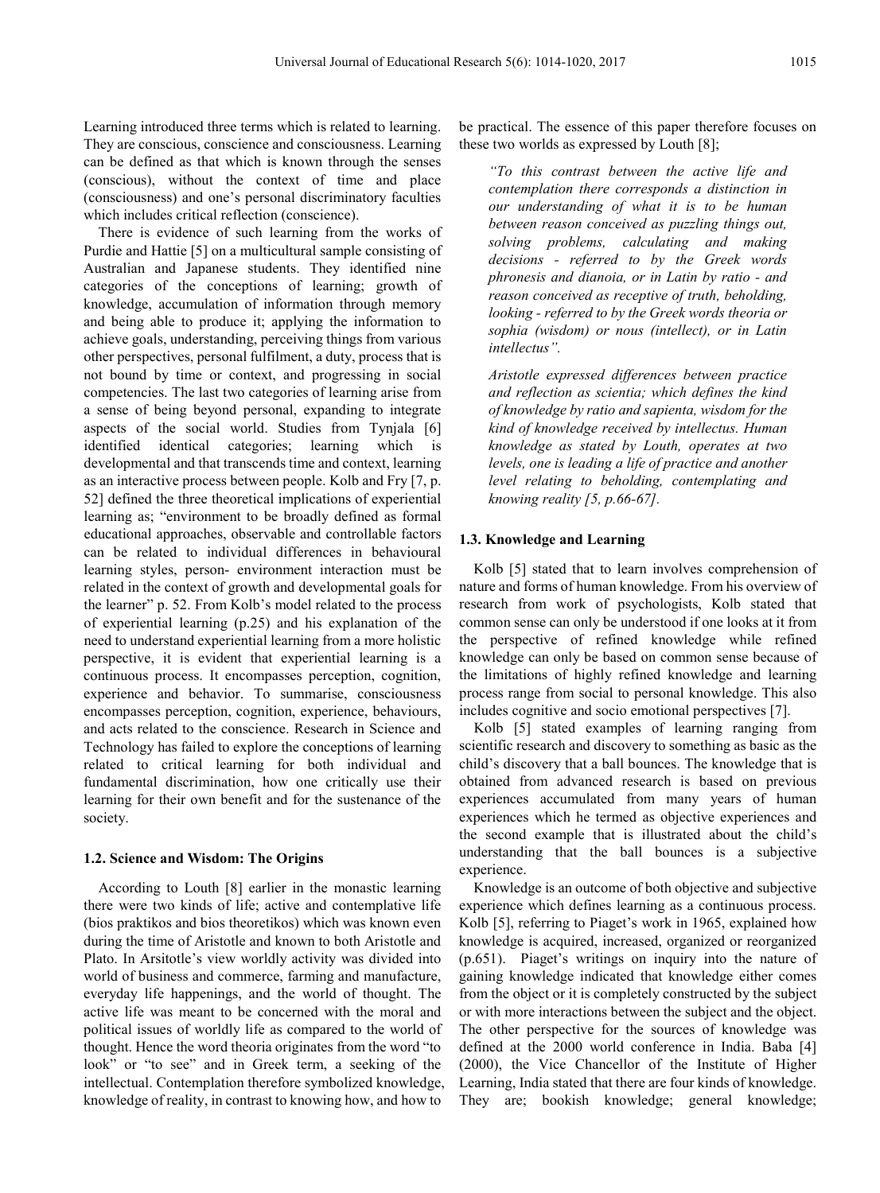Learning introduced three terms which is related to learning. They are conscious, conscience and consciousness. Learning can be defined as that which is known through the senses (conscious), without the context of time and place (consciousness) and one's personal discriminatory faculties which includes critical reflection (conscience).

There is evidence of such learning from the works of Purdie and Hattie [5] on a multicultural sample consisting of Australian and Japanese students. They identified nine categories of the conceptions of learning; growth of knowledge, accumulation of information through memory and being able to produce it; applying the information to achieve goals, understanding, perceiving things from various other perspectives, personal fulfilment, a duty, process that is not bound by time or context, and progressing in social competencies. The last two categories of learning arise from a sense of being beyond personal, expanding to integrate aspects of the social world. Studies from Tynjala [6] identified identical categories; learning which is developmental and that transcends time and context, learning as an interactive process between people. Kolb and Fry [7, p. 52] defined the three theoretical implications of experiential learning as; "environment to be broadly defined as formal educational approaches, observable and controllable factors can be related to individual differences in behavioural learning styles, person- environment interaction must be related in the context of growth and developmental goals for the learner" p. 52. From Kolb's model related to the process of experiential learning (p.25) and his explanation of the need to understand experiential learning from a more holistic perspective, it is evident that experiential learning is a continuous process. It encompasses perception, cognition, experience and behavior. To summarise, consciousness encompasses perception, cognition, experience, behaviours, and acts related to the conscience. Research in Science and Technology has failed to explore the conceptions of learning related to critical learning for both individual and fundamental discrimination, how one critically use their learning for their own benefit and for the sustenance of the society.

### 1.2. Science and Wisdom: The Origins

According to Louth [8] earlier in the monastic learning there were two kinds of life; active and contemplative life (bios praktikos and bios theoretikos) which was known even during the time of Aristotle and known to both Aristotle and Plato. In Arsitotle's view worldly activity was divided into world of business and commerce, farming and manufacture, everyday life happenings, and the world of thought. The active life was meant to be concerned with the moral and political issues of worldly life as compared to the world of thought. Hence the word theoria originates from the word "to look" or "to see" and in Greek term, a seeking of the intellectual. Contemplation therefore symbolized knowledge, knowledge of reality, in contrast to knowing how, and how to be practical. The essence of this paper therefore focuses on these two worlds as expressed by Louth [8];

> *"To this contrast between the active life and contemplation there corresponds a distinction in our understanding of what it is to be human between reason conceived as puzzling things out, solving problems, calculating and making decisions - referred to by the Greek words phronesis and dianoia, or in Latin by ratio - and reason conceived as receptive of truth, beholding, looking - referred to by the Greek words theoria or sophia (wisdom) or nous (intellect), or in Latin intellectus".*
>
> *Aristotle expressed differences between practice and reflection as scientia; which defines the kind of knowledge by ratio and sapienta, wisdom for the kind of knowledge received by intellectus. Human knowledge as stated by Louth, operates at two levels, one is leading a life of practice and another level relating to beholding, contemplating and knowing reality [5, p.66-67].*

### 1.3. Knowledge and Learning

Kolb [5] stated that to learn involves comprehension of nature and forms of human knowledge. From his overview of research from work of psychologists, Kolb stated that common sense can only be understood if one looks at it from the perspective of refined knowledge while refined knowledge can only be based on common sense because of the limitations of highly refined knowledge and learning process range from social to personal knowledge. This also includes cognitive and socio emotional perspectives [7].

Kolb [5] stated examples of learning ranging from scientific research and discovery to something as basic as the child's discovery that a ball bounces. The knowledge that is obtained from advanced research is based on previous experiences accumulated from many years of human experiences which he termed as objective experiences and the second example that is illustrated about the child's understanding that the ball bounces is a subjective experience.

Knowledge is an outcome of both objective and subjective experience which defines learning as a continuous process. Kolb [5], referring to Piaget's work in 1965, explained how knowledge is acquired, increased, organized or reorganized (p.651). Piaget's writings on inquiry into the nature of gaining knowledge indicated that knowledge either comes from the object or it is completely constructed by the subject or with more interactions between the subject and the object. The other perspective for the sources of knowledge was defined at the 2000 world conference in India. Baba [4] (2000), the Vice Chancellor of the Institute of Higher Learning, India stated that there are four kinds of knowledge. They are; bookish knowledge; general knowledge;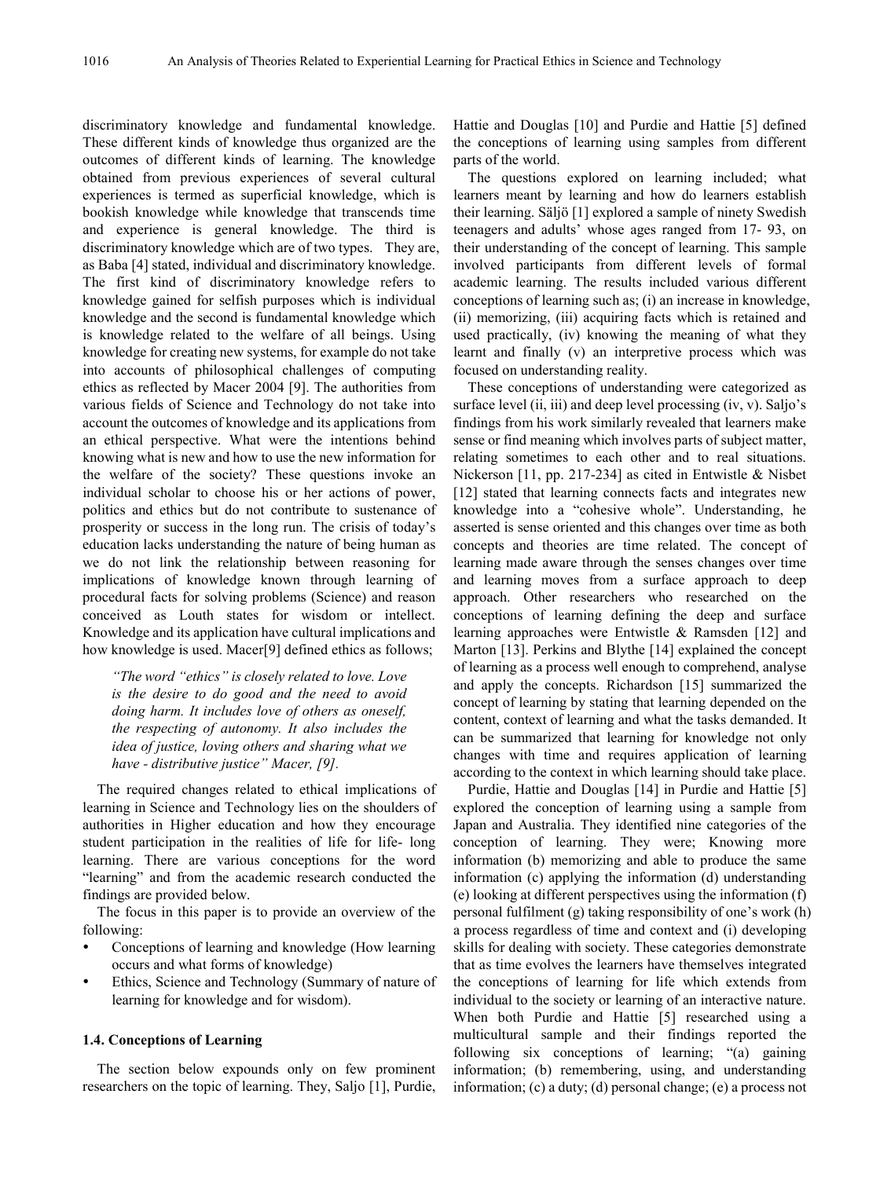discriminatory knowledge and fundamental knowledge. These different kinds of knowledge thus organized are the outcomes of different kinds of learning. The knowledge obtained from previous experiences of several cultural experiences is termed as superficial knowledge, which is bookish knowledge while knowledge that transcends time and experience is general knowledge. The third is discriminatory knowledge which are of two types. They are, as Baba [4] stated, individual and discriminatory knowledge. The first kind of discriminatory knowledge refers to knowledge gained for selfish purposes which is individual knowledge and the second is fundamental knowledge which is knowledge related to the welfare of all beings. Using knowledge for creating new systems, for example do not take into accounts of philosophical challenges of computing ethics as reflected by Macer 2004 [9]. The authorities from various fields of Science and Technology do not take into account the outcomes of knowledge and its applications from an ethical perspective. What were the intentions behind knowing what is new and how to use the new information for the welfare of the society? These questions invoke an individual scholar to choose his or her actions of power, politics and ethics but do not contribute to sustenance of prosperity or success in the long run. The crisis of today's education lacks understanding the nature of being human as we do not link the relationship between reasoning for implications of knowledge known through learning of procedural facts for solving problems (Science) and reason conceived as Louth states for wisdom or intellect. Knowledge and its application have cultural implications and how knowledge is used. Macer[9] defined ethics as follows;

> *"The word "ethics" is closely related to love. Love is the desire to do good and the need to avoid doing harm. It includes love of others as oneself, the respecting of autonomy. It also includes the idea of justice, loving others and sharing what we have - distributive justice" Macer, [9].*

The required changes related to ethical implications of learning in Science and Technology lies on the shoulders of authorities in Higher education and how they encourage student participation in the realities of life for life- long learning. There are various conceptions for the word "learning" and from the academic research conducted the findings are provided below.

The focus in this paper is to provide an overview of the following:

- Conceptions of learning and knowledge (How learning occurs and what forms of knowledge)
- Ethics, Science and Technology (Summary of nature of learning for knowledge and for wisdom).

### 1.4. Conceptions of Learning

The section below expounds only on few prominent researchers on the topic of learning. They, Saljo [1], Purdie, Hattie and Douglas [10] and Purdie and Hattie [5] defined the conceptions of learning using samples from different parts of the world.

The questions explored on learning included; what learners meant by learning and how do learners establish their learning. Säljö [1] explored a sample of ninety Swedish teenagers and adults' whose ages ranged from 17- 93, on their understanding of the concept of learning. This sample involved participants from different levels of formal academic learning. The results included various different conceptions of learning such as; (i) an increase in knowledge, (ii) memorizing, (iii) acquiring facts which is retained and used practically, (iv) knowing the meaning of what they learnt and finally (v) an interpretive process which was focused on understanding reality.

These conceptions of understanding were categorized as surface level (ii, iii) and deep level processing (iv, v). Saljo's findings from his work similarly revealed that learners make sense or find meaning which involves parts of subject matter, relating sometimes to each other and to real situations. Nickerson [11, pp. 217-234] as cited in Entwistle & Nisbet [12] stated that learning connects facts and integrates new knowledge into a "cohesive whole". Understanding, he asserted is sense oriented and this changes over time as both concepts and theories are time related. The concept of learning made aware through the senses changes over time and learning moves from a surface approach to deep approach. Other researchers who researched on the conceptions of learning defining the deep and surface learning approaches were Entwistle & Ramsden [12] and Marton [13]. Perkins and Blythe [14] explained the concept of learning as a process well enough to comprehend, analyse and apply the concepts. Richardson [15] summarized the concept of learning by stating that learning depended on the content, context of learning and what the tasks demanded. It can be summarized that learning for knowledge not only changes with time and requires application of learning according to the context in which learning should take place.

Purdie, Hattie and Douglas [14] in Purdie and Hattie [5] explored the conception of learning using a sample from Japan and Australia. They identified nine categories of the conception of learning. They were; Knowing more information (b) memorizing and able to produce the same information (c) applying the information (d) understanding (e) looking at different perspectives using the information (f) personal fulfilment (g) taking responsibility of one's work (h) a process regardless of time and context and (i) developing skills for dealing with society. These categories demonstrate that as time evolves the learners have themselves integrated the conceptions of learning for life which extends from individual to the society or learning of an interactive nature. When both Purdie and Hattie [5] researched using a multicultural sample and their findings reported the following six conceptions of learning; "(a) gaining information; (b) remembering, using, and understanding information; (c) a duty; (d) personal change; (e) a process not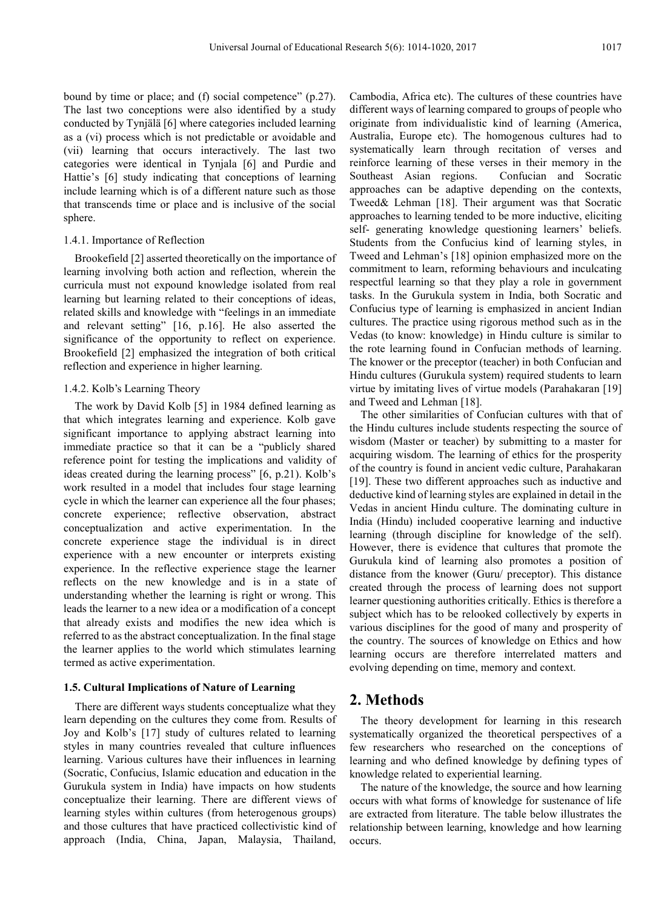bound by time or place; and (f) social competence" (p.27). The last two conceptions were also identified by a study conducted by Tynjälä [6] where categories included learning as a (vi) process which is not predictable or avoidable and (vii) learning that occurs interactively. The last two categories were identical in Tynjala [6] and Purdie and Hattie's [6] study indicating that conceptions of learning include learning which is of a different nature such as those that transcends time or place and is inclusive of the social sphere.

#### 1.4.1. Importance of Reflection

Brookefield [2] asserted theoretically on the importance of learning involving both action and reflection, wherein the curricula must not expound knowledge isolated from real learning but learning related to their conceptions of ideas, related skills and knowledge with "feelings in an immediate and relevant setting" [16, p.16]. He also asserted the significance of the opportunity to reflect on experience. Brookefield [2] emphasized the integration of both critical reflection and experience in higher learning.

#### 1.4.2. Kolb's Learning Theory

The work by David Kolb [5] in 1984 defined learning as that which integrates learning and experience. Kolb gave significant importance to applying abstract learning into immediate practice so that it can be a "publicly shared reference point for testing the implications and validity of ideas created during the learning process" [6, p.21). Kolb's work resulted in a model that includes four stage learning cycle in which the learner can experience all the four phases; concrete experience; reflective observation, abstract conceptualization and active experimentation. In the concrete experience stage the individual is in direct experience with a new encounter or interprets existing experience. In the reflective experience stage the learner reflects on the new knowledge and is in a state of understanding whether the learning is right or wrong. This leads the learner to a new idea or a modification of a concept that already exists and modifies the new idea which is referred to as the abstract conceptualization. In the final stage the learner applies to the world which stimulates learning termed as active experimentation.

### 1.5. Cultural Implications of Nature of Learning

There are different ways students conceptualize what they learn depending on the cultures they come from. Results of Joy and Kolb's [17] study of cultures related to learning styles in many countries revealed that culture influences learning. Various cultures have their influences in learning (Socratic, Confucius, Islamic education and education in the Gurukula system in India) have impacts on how students conceptualize their learning. There are different views of learning styles within cultures (from heterogenous groups) and those cultures that have practiced collectivistic kind of approach (India, China, Japan, Malaysia, Thailand, Cambodia, Africa etc). The cultures of these countries have different ways of learning compared to groups of people who originate from individualistic kind of learning (America, Australia, Europe etc). The homogenous cultures had to systematically learn through recitation of verses and reinforce learning of these verses in their memory in the Southeast Asian regions. Confucian and Socratic approaches can be adaptive depending on the contexts, Tweed& Lehman [18]. Their argument was that Socratic approaches to learning tended to be more inductive, eliciting self- generating knowledge questioning learners' beliefs. Students from the Confucius kind of learning styles, in Tweed and Lehman's [18] opinion emphasized more on the commitment to learn, reforming behaviours and inculcating respectful learning so that they play a role in government tasks. In the Gurukula system in India, both Socratic and Confucius type of learning is emphasized in ancient Indian cultures. The practice using rigorous method such as in the Vedas (to know: knowledge) in Hindu culture is similar to the rote learning found in Confucian methods of learning. The knower or the preceptor (teacher) in both Confucian and Hindu cultures (Gurukula system) required students to learn virtue by imitating lives of virtue models (Parahakaran [19] and Tweed and Lehman [18].

The other similarities of Confucian cultures with that of the Hindu cultures include students respecting the source of wisdom (Master or teacher) by submitting to a master for acquiring wisdom. The learning of ethics for the prosperity of the country is found in ancient vedic culture, Parahakaran [19]. These two different approaches such as inductive and deductive kind of learning styles are explained in detail in the Vedas in ancient Hindu culture. The dominating culture in India (Hindu) included cooperative learning and inductive learning (through discipline for knowledge of the self). However, there is evidence that cultures that promote the Gurukula kind of learning also promotes a position of distance from the knower (Guru/ preceptor). This distance created through the process of learning does not support learner questioning authorities critically. Ethics is therefore a subject which has to be relooked collectively by experts in various disciplines for the good of many and prosperity of the country. The sources of knowledge on Ethics and how learning occurs are therefore interrelated matters and evolving depending on time, memory and context.

## 2. Methods

The theory development for learning in this research systematically organized the theoretical perspectives of a few researchers who researched on the conceptions of learning and who defined knowledge by defining types of knowledge related to experiential learning.

The nature of the knowledge, the source and how learning occurs with what forms of knowledge for sustenance of life are extracted from literature. The table below illustrates the relationship between learning, knowledge and how learning occurs.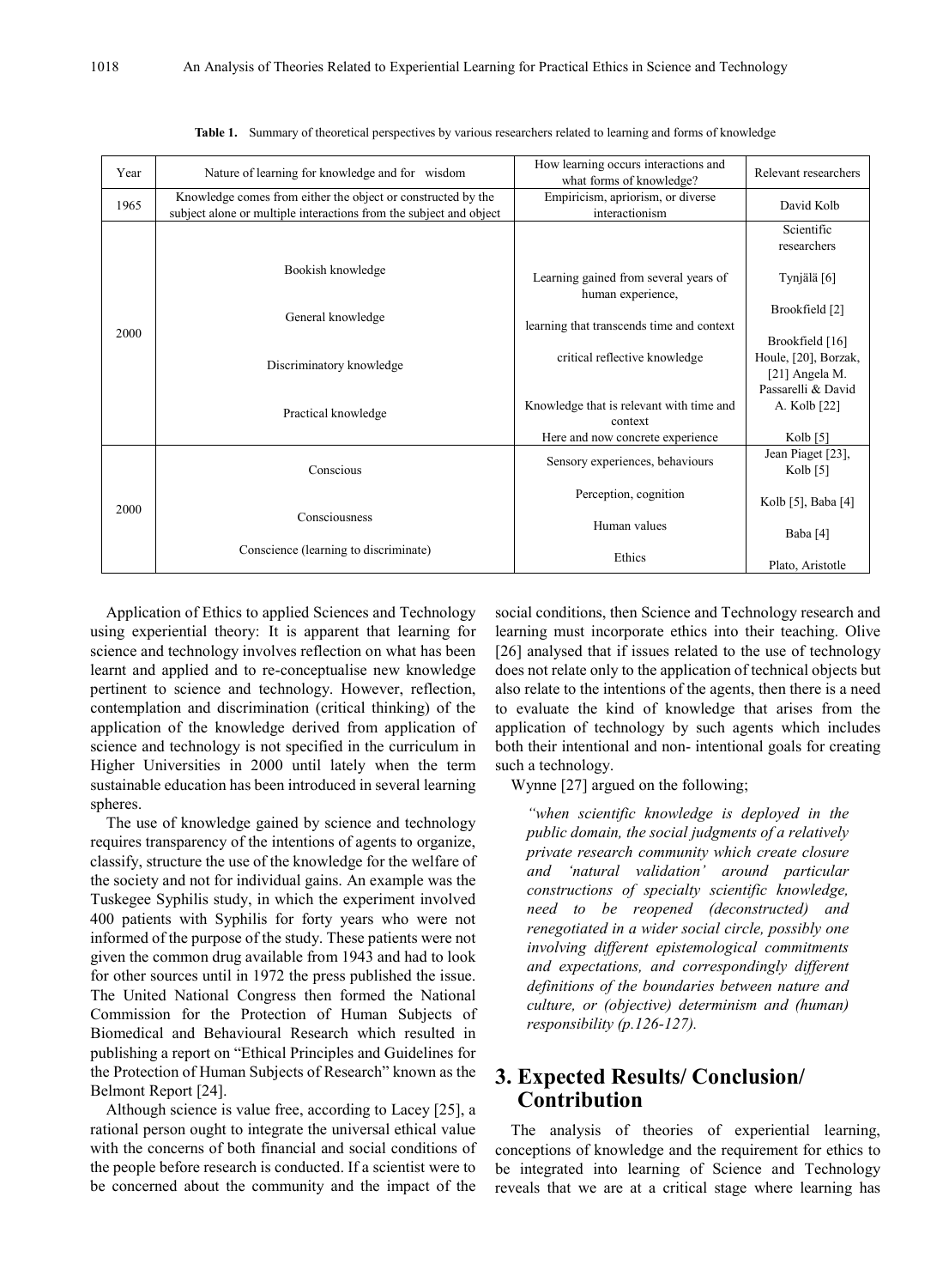**Table 1.** Summary of theoretical perspectives by various researchers related to learning and forms of knowledge

| Year | Nature of learning for knowledge and for wisdom | How learning occurs interactions and what forms of knowledge? | Relevant researchers |
|---|---|---|---|
| 1965 | Knowledge comes from either the object or constructed by the subject alone or multiple interactions from the subject and object | Empiricism, apriorism, or diverse interactionism | David Kolb |
| 2000 | | | Scientific researchers |
| | Bookish knowledge | Learning gained from several years of human experience, | Tynjälä [6] |
| | General knowledge | learning that transcends time and context | Brookfield [2] |
| | Discriminatory knowledge | critical reflective knowledge | Brookfield [16] Houle, [20], Borzak, [21] Angela M. Passarelli & David A. Kolb [22] |
| | Practical knowledge | Knowledge that is relevant with time and context<br>Here and now concrete experience | Kolb [5] |
| 2000 | Conscious | Sensory experiences, behaviours | Jean Piaget [23], Kolb [5] |
| | Consciousness | Perception, cognition | Kolb [5], Baba [4] |
| | | Human values | Baba [4] |
| | Conscience (learning to discriminate) | Ethics | Plato, Aristotle |

Application of Ethics to applied Sciences and Technology using experiential theory: It is apparent that learning for science and technology involves reflection on what has been learnt and applied and to re-conceptualise new knowledge pertinent to science and technology. However, reflection, contemplation and discrimination (critical thinking) of the application of the knowledge derived from application of science and technology is not specified in the curriculum in Higher Universities in 2000 until lately when the term sustainable education has been introduced in several learning spheres.

The use of knowledge gained by science and technology requires transparency of the intentions of agents to organize, classify, structure the use of the knowledge for the welfare of the society and not for individual gains. An example was the Tuskegee Syphilis study, in which the experiment involved 400 patients with Syphilis for forty years who were not informed of the purpose of the study. These patients were not given the common drug available from 1943 and had to look for other sources until in 1972 the press published the issue. The United National Congress then formed the National Commission for the Protection of Human Subjects of Biomedical and Behavioural Research which resulted in publishing a report on "Ethical Principles and Guidelines for the Protection of Human Subjects of Research" known as the Belmont Report [24].

Although science is value free, according to Lacey [25], a rational person ought to integrate the universal ethical value with the concerns of both financial and social conditions of the people before research is conducted. If a scientist were to be concerned about the community and the impact of the social conditions, then Science and Technology research and learning must incorporate ethics into their teaching. Olive [26] analysed that if issues related to the use of technology does not relate only to the application of technical objects but also relate to the intentions of the agents, then there is a need to evaluate the kind of knowledge that arises from the application of technology by such agents which includes both their intentional and non- intentional goals for creating such a technology.

Wynne [27] argued on the following;

> *"when scientific knowledge is deployed in the public domain, the social judgments of a relatively private research community which create closure and 'natural validation' around particular constructions of specialty scientific knowledge, need to be reopened (deconstructed) and renegotiated in a wider social circle, possibly one involving different epistemological commitments and expectations, and correspondingly different definitions of the boundaries between nature and culture, or (objective) determinism and (human) responsibility (p.126-127).*

## 3. Expected Results/ Conclusion/ Contribution

The analysis of theories of experiential learning, conceptions of knowledge and the requirement for ethics to be integrated into learning of Science and Technology reveals that we are at a critical stage where learning has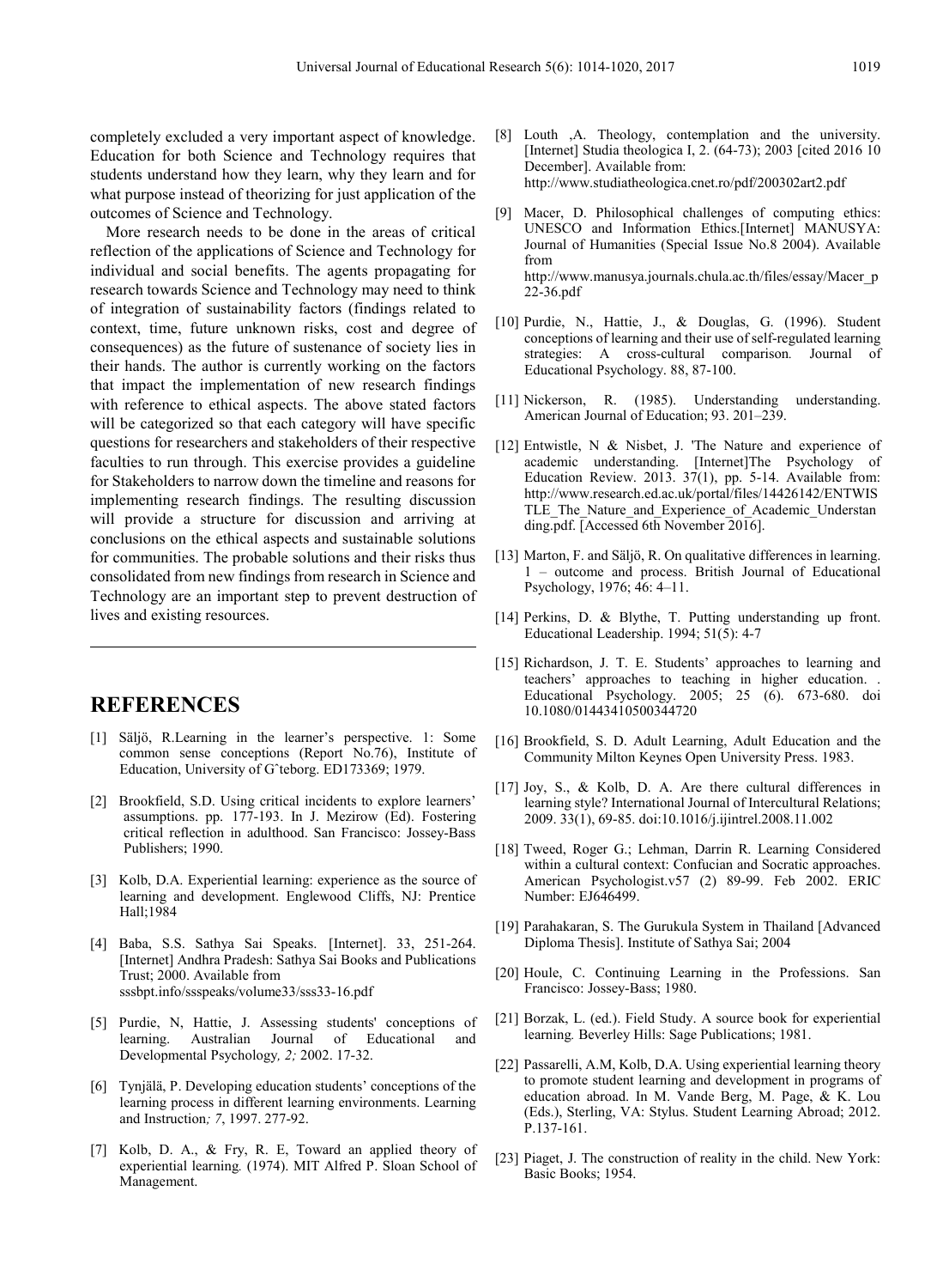completely excluded a very important aspect of knowledge. Education for both Science and Technology requires that students understand how they learn, why they learn and for what purpose instead of theorizing for just application of the outcomes of Science and Technology.

More research needs to be done in the areas of critical reflection of the applications of Science and Technology for individual and social benefits. The agents propagating for research towards Science and Technology may need to think of integration of sustainability factors (findings related to context, time, future unknown risks, cost and degree of consequences) as the future of sustenance of society lies in their hands. The author is currently working on the factors that impact the implementation of new research findings with reference to ethical aspects. The above stated factors will be categorized so that each category will have specific questions for researchers and stakeholders of their respective faculties to run through. This exercise provides a guideline for Stakeholders to narrow down the timeline and reasons for implementing research findings. The resulting discussion will provide a structure for discussion and arriving at conclusions on the ethical aspects and sustainable solutions for communities. The probable solutions and their risks thus consolidated from new findings from research in Science and Technology are an important step to prevent destruction of lives and existing resources.

## REFERENCES

[1] Säljö, R.Learning in the learner's perspective. 1: Some common sense conceptions (Report No.76), Institute of Education, University of Gˆteborg. ED173369; 1979.

[2] Brookfield, S.D. Using critical incidents to explore learners' assumptions. pp. 177-193. In J. Mezirow (Ed). Fostering critical reflection in adulthood. San Francisco: Jossey-Bass Publishers; 1990.

[3] Kolb, D.A. Experiential learning: experience as the source of learning and development. Englewood Cliffs, NJ: Prentice Hall;1984

[4] Baba, S.S. Sathya Sai Speaks. [Internet]. 33, 251-264. [Internet] Andhra Pradesh: Sathya Sai Books and Publications Trust; 2000. Available from sssbpt.info/ssspeaks/volume33/sss33-16.pdf

[5] Purdie, N, Hattie, J. Assessing students' conceptions of learning. Australian Journal of Educational and Developmental Psychology*, 2;* 2002. 17-32.

[6] Tynjälä, P. Developing education students' conceptions of the learning process in different learning environments. Learning and Instruction*; 7*, 1997. 277-92.

[7] Kolb, D. A., & Fry, R. E, Toward an applied theory of experiential learning*.* (1974). MIT Alfred P. Sloan School of Management.

[8] Louth ,A. Theology, contemplation and the university. [Internet] Studia theologica I, 2. (64-73); 2003 [cited 2016 10 December]. Available from: http://www.studiatheologica.cnet.ro/pdf/200302art2.pdf

[9] Macer, D. Philosophical challenges of computing ethics: UNESCO and Information Ethics.[Internet] MANUSYA: Journal of Humanities (Special Issue No.8 2004). Available from http://www.manusya.journals.chula.ac.th/files/essay/Macer_p22-36.pdf

[10] Purdie, N., Hattie, J., & Douglas, G. (1996). Student conceptions of learning and their use of self-regulated learning strategies: A cross-cultural comparison*.* Journal of Educational Psychology. 88, 87-100.

[11] Nickerson, R. (1985). Understanding understanding. American Journal of Education; 93. 201–239.

[12] Entwistle, N & Nisbet, J. 'The Nature and experience of academic understanding. [Internet]The Psychology of Education Review. 2013. 37(1), pp. 5-14. Available from: http://www.research.ed.ac.uk/portal/files/14426142/ENTWISTLE_The_Nature_and_Experience_of_Academic_Understanding.pdf. [Accessed 6th November 2016].

[13] Marton, F. and Säljö, R. On qualitative differences in learning. 1 – outcome and process. British Journal of Educational Psychology, 1976; 46: 4–11.

[14] Perkins, D. & Blythe, T. Putting understanding up front. Educational Leadership. 1994; 51(5): 4-7

[15] Richardson, J. T. E. Students' approaches to learning and teachers' approaches to teaching in higher education. . Educational Psychology. 2005; 25 (6). 673-680. doi 10.1080/01443410500344720

[16] Brookfield, S. D. Adult Learning, Adult Education and the Community Milton Keynes Open University Press. 1983.

[17] Joy, S., & Kolb, D. A. Are there cultural differences in learning style? International Journal of Intercultural Relations; 2009. 33(1), 69-85. doi:10.1016/j.ijintrel.2008.11.002

[18] Tweed, Roger G.; Lehman, Darrin R. Learning Considered within a cultural context: Confucian and Socratic approaches. American Psychologist.v57 (2) 89-99. Feb 2002. ERIC Number: EJ646499.

[19] Parahakaran, S. The Gurukula System in Thailand [Advanced Diploma Thesis]. Institute of Sathya Sai; 2004

[20] Houle, C. Continuing Learning in the Professions. San Francisco: Jossey-Bass; 1980.

[21] Borzak, L. (ed.). Field Study. A source book for experiential learning*.* Beverley Hills: Sage Publications; 1981.

[22] Passarelli, A.M, Kolb, D.A. Using experiential learning theory to promote student learning and development in programs of education abroad. In M. Vande Berg, M. Page, & K. Lou (Eds.), Sterling, VA: Stylus. Student Learning Abroad; 2012. P.137-161.

[23] Piaget, J. The construction of reality in the child. New York: Basic Books; 1954.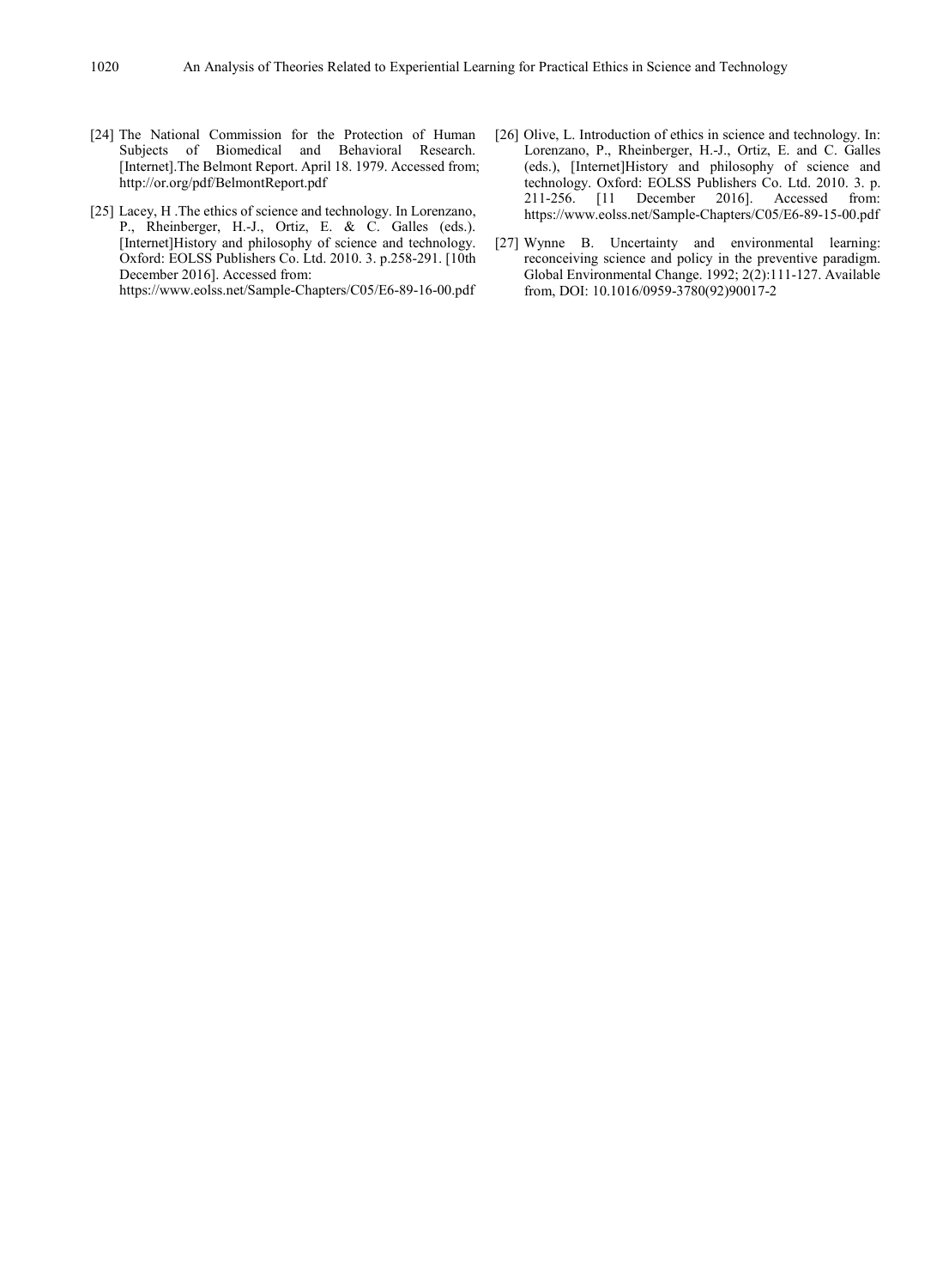[24] The National Commission for the Protection of Human Subjects of Biomedical and Behavioral Research. [Internet].The Belmont Report. April 18. 1979. Accessed from; http://or.org/pdf/BelmontReport.pdf

[25] Lacey, H .The ethics of science and technology. In Lorenzano, P., Rheinberger, H.-J., Ortiz, E. & C. Galles (eds.). [Internet]History and philosophy of science and technology. Oxford: EOLSS Publishers Co. Ltd. 2010. 3. p.258-291. [10th December 2016]. Accessed from: https://www.eolss.net/Sample-Chapters/C05/E6-89-16-00.pdf

[26] Olive, L. Introduction of ethics in science and technology. In: Lorenzano, P., Rheinberger, H.-J., Ortiz, E. and C. Galles (eds.), [Internet]History and philosophy of science and technology. Oxford: EOLSS Publishers Co. Ltd. 2010. 3. p. 211-256. [11 December 2016]. Accessed from: https://www.eolss.net/Sample-Chapters/C05/E6-89-15-00.pdf

[27] Wynne B. Uncertainty and environmental learning: reconceiving science and policy in the preventive paradigm. Global Environmental Change. 1992; 2(2):111-127. Available from, DOI: 10.1016/0959-3780(92)90017-2